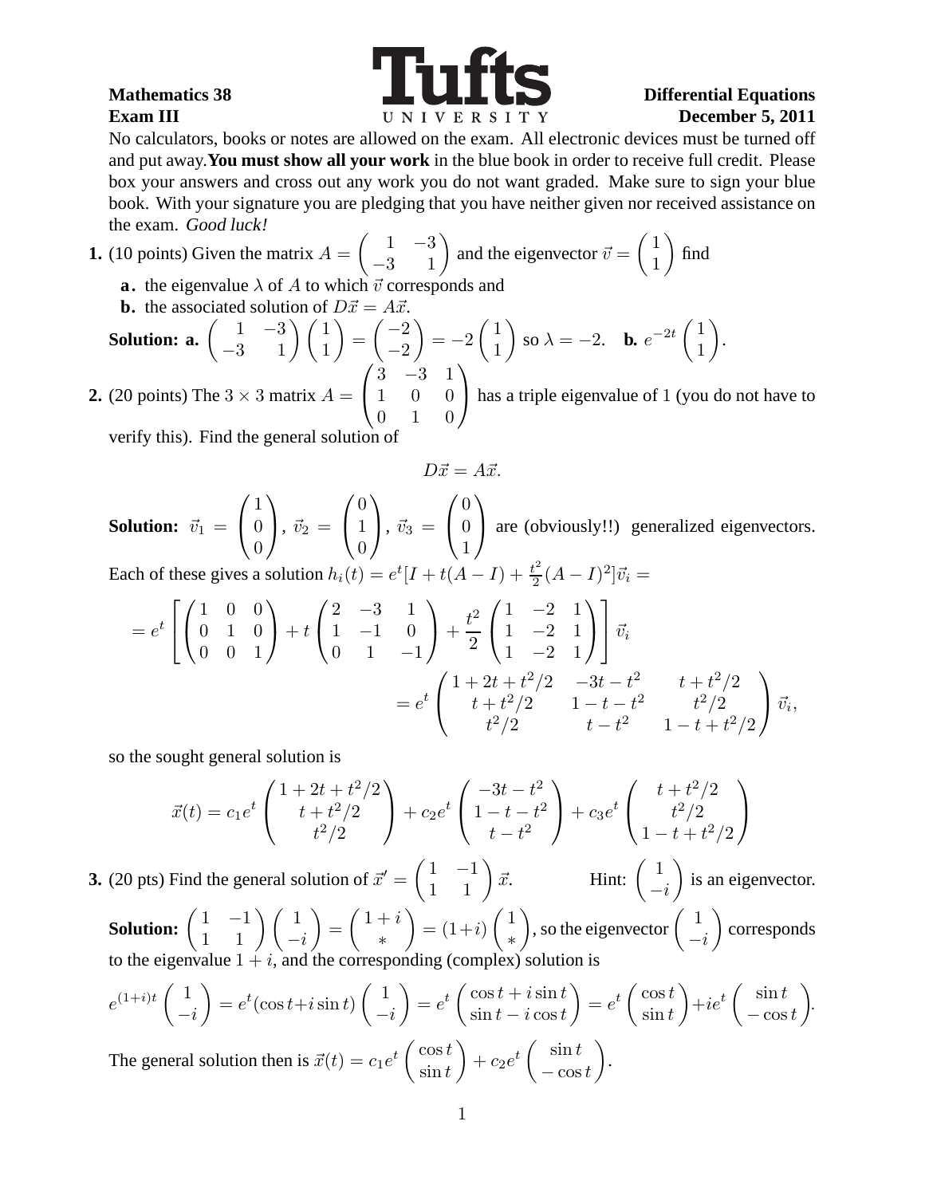**Mathematics 38** **Differential Equations**
**Exam III** **December 5, 2011**

No calculators, books or notes are allowed on the exam. All electronic devices must be turned off and put away. **You must show all your work** in the blue book in order to receive full credit. Please box your answers and cross out any work you do not want graded. Make sure to sign your blue book. With your signature you are pledging that you have neither given nor received assistance on the exam. *Good luck!*

**1.** (10 points) Given the matrix $A = \begin{pmatrix} 1 & -3 \\ -3 & 1 \end{pmatrix}$ and the eigenvector $\vec{v} = \begin{pmatrix} 1 \\ 1 \end{pmatrix}$ find

- **a.** the eigenvalue $\lambda$ of $A$ to which $\vec{v}$ corresponds and
- **b.** the associated solution of $D\vec{x} = A\vec{x}$.

**Solution: a.** $\begin{pmatrix} 1 & -3 \\ -3 & 1 \end{pmatrix}\begin{pmatrix} 1 \\ 1 \end{pmatrix} = \begin{pmatrix} -2 \\ -2 \end{pmatrix} = -2\begin{pmatrix} 1 \\ 1 \end{pmatrix}$ so $\lambda = -2$. **b.** $e^{-2t}\begin{pmatrix} 1 \\ 1 \end{pmatrix}$.

**2.** (20 points) The $3 \times 3$ matrix $A = \begin{pmatrix} 3 & -3 & 1 \\ 1 & 0 & 0 \\ 0 & 1 & 0 \end{pmatrix}$ has a triple eigenvalue of $1$ (you do not have to verify this). Find the general solution of

$$D\vec{x} = A\vec{x}.$$

**Solution:** $\vec{v}_1 = \begin{pmatrix} 1 \\ 0 \\ 0 \end{pmatrix}$, $\vec{v}_2 = \begin{pmatrix} 0 \\ 1 \\ 0 \end{pmatrix}$, $\vec{v}_3 = \begin{pmatrix} 0 \\ 0 \\ 1 \end{pmatrix}$ are (obviously!!) generalized eigenvectors. Each of these gives a solution $h_i(t) = e^t[I + t(A-I) + \frac{t^2}{2}(A-I)^2]\vec{v}_i =$

$$= e^t\left[\begin{pmatrix} 1 & 0 & 0 \\ 0 & 1 & 0 \\ 0 & 0 & 1 \end{pmatrix} + t\begin{pmatrix} 2 & -3 & 1 \\ 1 & -1 & 0 \\ 0 & 1 & -1 \end{pmatrix} + \frac{t^2}{2}\begin{pmatrix} 1 & -2 & 1 \\ 1 & -2 & 1 \\ 1 & -2 & 1 \end{pmatrix}\right]\vec{v}_i$$

$$= e^t\begin{pmatrix} 1+2t+t^2/2 & -3t-t^2 & t+t^2/2 \\ t+t^2/2 & 1-t-t^2 & t^2/2 \\ t^2/2 & t-t^2 & 1-t+t^2/2 \end{pmatrix}\vec{v}_i,$$

so the sought general solution is

$$\vec{x}(t) = c_1e^t\begin{pmatrix} 1+2t+t^2/2 \\ t+t^2/2 \\ t^2/2 \end{pmatrix} + c_2e^t\begin{pmatrix} -3t-t^2 \\ 1-t-t^2 \\ t-t^2 \end{pmatrix} + c_3e^t\begin{pmatrix} t+t^2/2 \\ t^2/2 \\ 1-t+t^2/2 \end{pmatrix}$$

**3.** (20 pts) Find the general solution of $\vec{x}' = \begin{pmatrix} 1 & -1 \\ 1 & 1 \end{pmatrix}\vec{x}$. Hint: $\begin{pmatrix} 1 \\ -i \end{pmatrix}$ is an eigenvector.

**Solution:** $\begin{pmatrix} 1 & -1 \\ 1 & 1 \end{pmatrix}\begin{pmatrix} 1 \\ -i \end{pmatrix} = \begin{pmatrix} 1+i \\ * \end{pmatrix} = (1+i)\begin{pmatrix} 1 \\ * \end{pmatrix}$, so the eigenvector $\begin{pmatrix} 1 \\ -i \end{pmatrix}$ corresponds to the eigenvalue $1+i$, and the corresponding (complex) solution is

$$e^{(1+i)t}\begin{pmatrix} 1 \\ -i \end{pmatrix} = e^t(\cos t + i\sin t)\begin{pmatrix} 1 \\ -i \end{pmatrix} = e^t\begin{pmatrix} \cos t + i\sin t \\ \sin t - i\cos t \end{pmatrix} = e^t\begin{pmatrix} \cos t \\ \sin t \end{pmatrix} + ie^t\begin{pmatrix} \sin t \\ -\cos t \end{pmatrix}.$$

The general solution then is $\vec{x}(t) = c_1e^t\begin{pmatrix} \cos t \\ \sin t \end{pmatrix} + c_2e^t\begin{pmatrix} \sin t \\ -\cos t \end{pmatrix}$.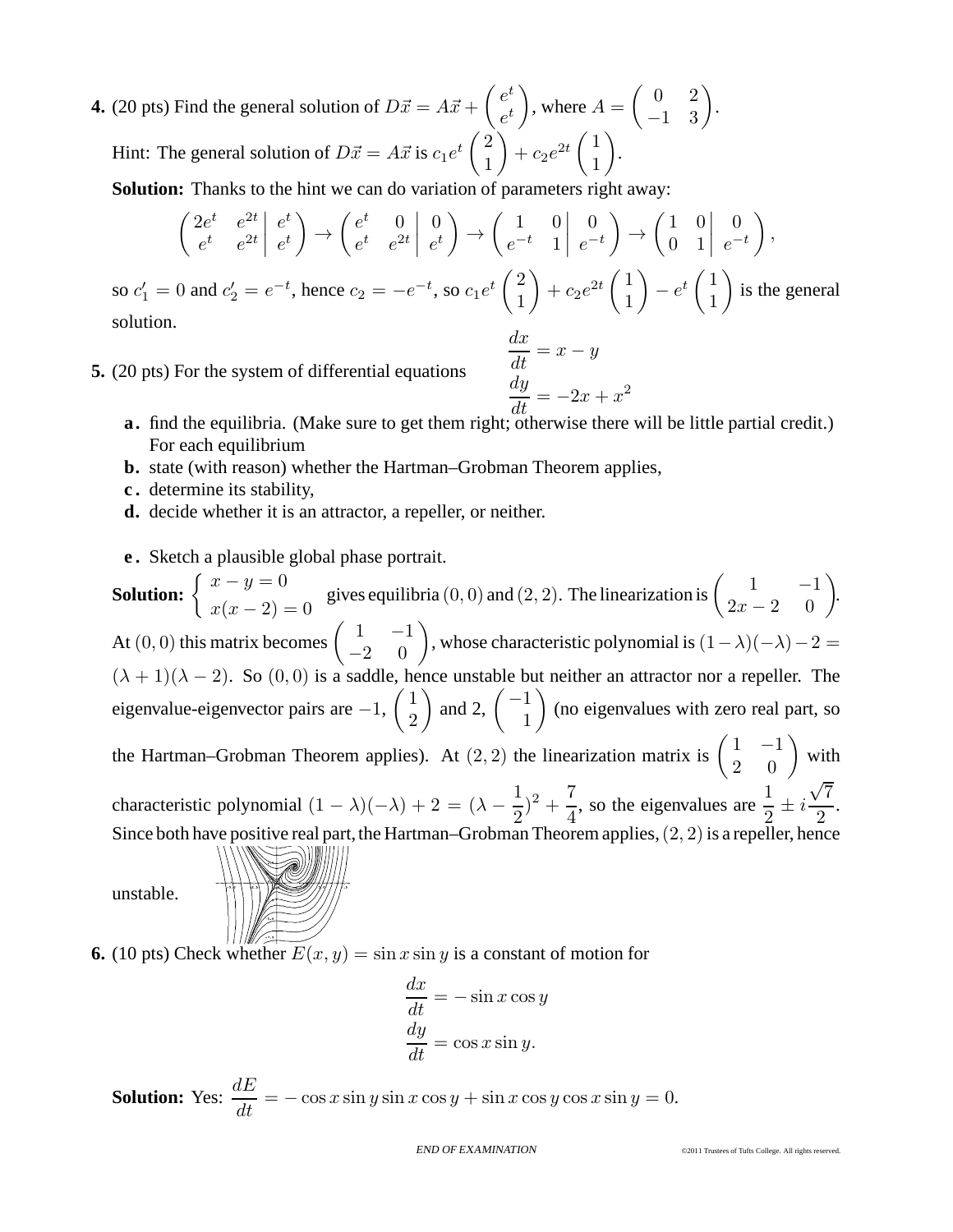**4.** (20 pts) Find the general solution of $D\vec{x} = A\vec{x} + \begin{pmatrix} e^t \\ e^t \end{pmatrix}$, where $A = \begin{pmatrix} 0 & 2 \\ -1 & 3 \end{pmatrix}$.

Hint: The general solution of $D\vec{x} = A\vec{x}$ is $c_1 e^t \begin{pmatrix} 2 \\ 1 \end{pmatrix} + c_2 e^{2t} \begin{pmatrix} 1 \\ 1 \end{pmatrix}$.

**Solution:** Thanks to the hint we can do variation of parameters right away:

$$\left(\begin{array}{cc|c} 2e^t & e^{2t} & e^t \\ e^t & e^{2t} & e^t \end{array}\right) \to \left(\begin{array}{cc|c} e^t & 0 & 0 \\ e^t & e^{2t} & e^t \end{array}\right) \to \left(\begin{array}{cc|c} 1 & 0 & 0 \\ e^{-t} & 1 & e^{-t} \end{array}\right) \to \left(\begin{array}{cc|c} 1 & 0 & 0 \\ 0 & 1 & e^{-t} \end{array}\right),$$

so $c_1' = 0$ and $c_2' = e^{-t}$, hence $c_2 = -e^{-t}$, so $c_1 e^t \begin{pmatrix} 2 \\ 1 \end{pmatrix} + c_2 e^{2t} \begin{pmatrix} 1 \\ 1 \end{pmatrix} - e^t \begin{pmatrix} 1 \\ 1 \end{pmatrix}$ is the general solution.

**5.** (20 pts) For the system of differential equations

$$\begin{aligned} \frac{dx}{dt} &= x - y \\ \frac{dy}{dt} &= -2x + x^2 \end{aligned}$$

**a.** find the equilibria. (Make sure to get them right; otherwise there will be little partial credit.) For each equilibrium

**b.** state (with reason) whether the Hartman–Grobman Theorem applies,

**c.** determine its stability,

**d.** decide whether it is an attractor, a repeller, or neither.

**e.** Sketch a plausible global phase portrait.

**Solution:** $\begin{cases} x - y = 0 \\ x(x-2) = 0 \end{cases}$ gives equilibria $(0,0)$ and $(2,2)$. The linearization is $\begin{pmatrix} 1 & -1 \\ 2x-2 & 0 \end{pmatrix}$. At $(0,0)$ this matrix becomes $\begin{pmatrix} 1 & -1 \\ -2 & 0 \end{pmatrix}$, whose characteristic polynomial is $(1-\lambda)(-\lambda) - 2 = (\lambda+1)(\lambda-2)$. So $(0,0)$ is a saddle, hence unstable but neither an attractor nor a repeller. The eigenvalue-eigenvector pairs are $-1$, $\begin{pmatrix} 1 \\ 2 \end{pmatrix}$ and $2$, $\begin{pmatrix} -1 \\ 1 \end{pmatrix}$ (no eigenvalues with zero real part, so the Hartman–Grobman Theorem applies). At $(2,2)$ the linearization matrix is $\begin{pmatrix} 1 & -1 \\ 2 & 0 \end{pmatrix}$ with characteristic polynomial $(1-\lambda)(-\lambda) + 2 = (\lambda - \frac{1}{2})^2 + \frac{7}{4}$, so the eigenvalues are $\frac{1}{2} \pm i\frac{\sqrt{7}}{2}$. Since both have positive real part, the Hartman–Grobman Theorem applies, $(2,2)$ is a repeller, hence unstable.

**6.** (10 pts) Check whether $E(x,y) = \sin x \sin y$ is a constant of motion for

$$\begin{aligned} \frac{dx}{dt} &= -\sin x \cos y \\ \frac{dy}{dt} &= \cos x \sin y. \end{aligned}$$

**Solution:** Yes: $\dfrac{dE}{dt} = -\cos x \sin y \sin x \cos y + \sin x \cos y \cos x \sin y = 0$.

*END OF EXAMINATION*